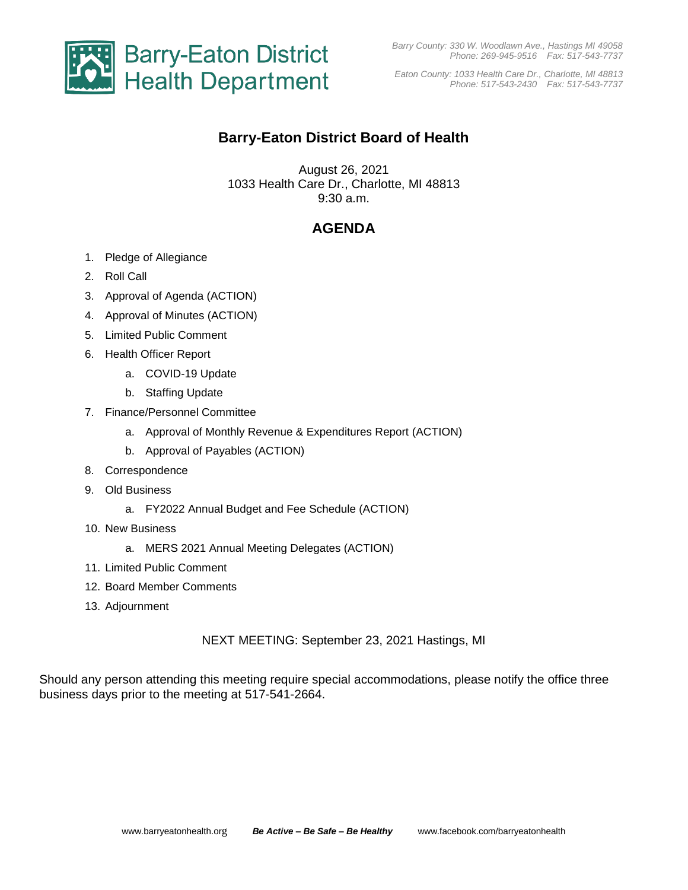Barry-Eaton District Health Department

*Barry County: 330 W. Woodlawn Ave., Hastings MI 49058*
*Phone: 269-945-9516 Fax: 517-543-7737*

*Eaton County: 1033 Health Care Dr., Charlotte, MI 48813*
*Phone: 517-543-2430 Fax: 517-543-7737*

# Barry-Eaton District Board of Health

August 26, 2021
1033 Health Care Dr., Charlotte, MI 48813
9:30 a.m.

## AGENDA

1. Pledge of Allegiance
2. Roll Call
3. Approval of Agenda (ACTION)
4. Approval of Minutes (ACTION)
5. Limited Public Comment
6. Health Officer Report
   a. COVID-19 Update
   b. Staffing Update
7. Finance/Personnel Committee
   a. Approval of Monthly Revenue & Expenditures Report (ACTION)
   b. Approval of Payables (ACTION)
8. Correspondence
9. Old Business
   a. FY2022 Annual Budget and Fee Schedule (ACTION)
10. New Business
    a. MERS 2021 Annual Meeting Delegates (ACTION)
11. Limited Public Comment
12. Board Member Comments
13. Adjournment

NEXT MEETING: September 23, 2021 Hastings, MI

Should any person attending this meeting require special accommodations, please notify the office three business days prior to the meeting at 517-541-2664.

www.barryeatonhealth.org ***Be Active – Be Safe – Be Healthy*** www.facebook.com/barryeatonhealth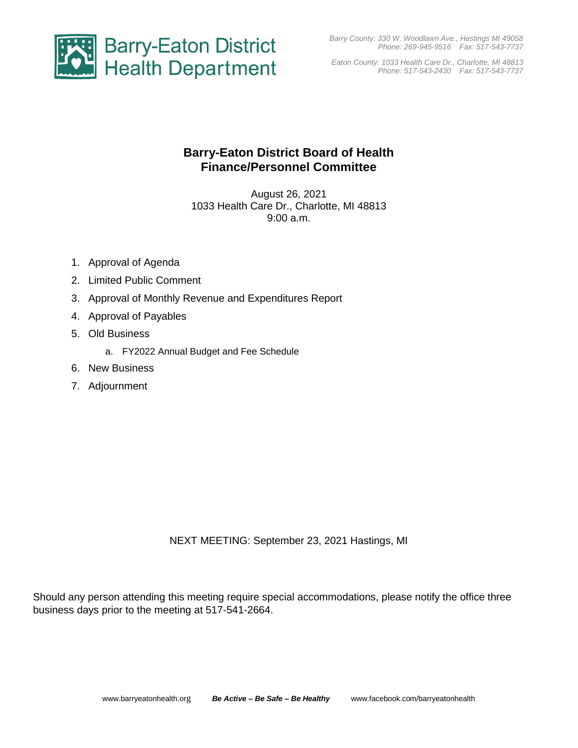Barry-Eaton District Health Department

*Barry County: 330 W. Woodlawn Ave., Hastings MI 49058*
*Phone: 269-945-9516 Fax: 517-543-7737*

*Eaton County: 1033 Health Care Dr., Charlotte, MI 48813*
*Phone: 517-543-2430 Fax: 517-543-7737*

# Barry-Eaton District Board of Health Finance/Personnel Committee

August 26, 2021
1033 Health Care Dr., Charlotte, MI 48813
9:00 a.m.

1. Approval of Agenda
2. Limited Public Comment
3. Approval of Monthly Revenue and Expenditures Report
4. Approval of Payables
5. Old Business
   a. FY2022 Annual Budget and Fee Schedule
6. New Business
7. Adjournment

NEXT MEETING: September 23, 2021 Hastings, MI

Should any person attending this meeting require special accommodations, please notify the office three business days prior to the meeting at 517-541-2664.

www.barryeatonhealth.org ***Be Active – Be Safe – Be Healthy*** www.facebook.com/barryeatonhealth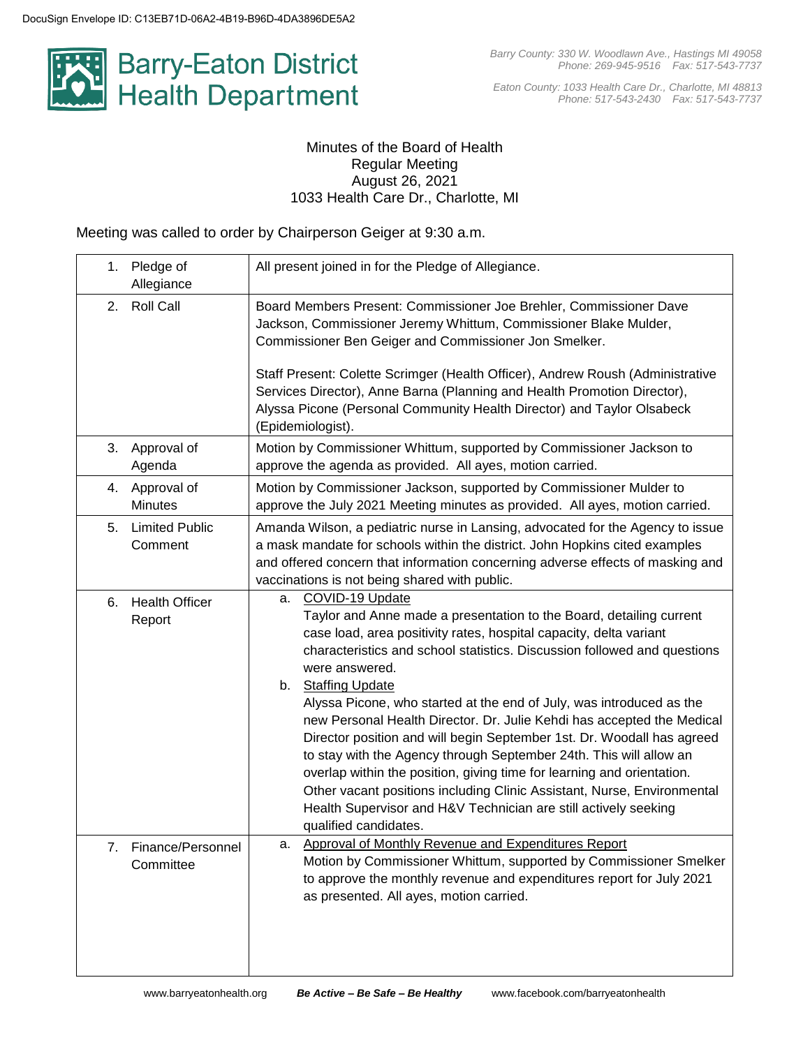DocuSign Envelope ID: C13EB71D-06A2-4B19-B96D-4DA3896DE5A2

# Barry-Eaton District Health Department

*Barry County: 330 W. Woodlawn Ave., Hastings MI 49058*
*Phone: 269-945-9516 Fax: 517-543-7737*

*Eaton County: 1033 Health Care Dr., Charlotte, MI 48813*
*Phone: 517-543-2430 Fax: 517-543-7737*

Minutes of the Board of Health
Regular Meeting
August 26, 2021
1033 Health Care Dr., Charlotte, MI

Meeting was called to order by Chairperson Geiger at 9:30 a.m.

| | |
|---|---|
| 1. Pledge of Allegiance | All present joined in for the Pledge of Allegiance. |
| 2. Roll Call | Board Members Present: Commissioner Joe Brehler, Commissioner Dave Jackson, Commissioner Jeremy Whittum, Commissioner Blake Mulder, Commissioner Ben Geiger and Commissioner Jon Smelker.<br><br>Staff Present: Colette Scrimger (Health Officer), Andrew Roush (Administrative Services Director), Anne Barna (Planning and Health Promotion Director), Alyssa Picone (Personal Community Health Director) and Taylor Olsabeck (Epidemiologist). |
| 3. Approval of Agenda | Motion by Commissioner Whittum, supported by Commissioner Jackson to approve the agenda as provided. All ayes, motion carried. |
| 4. Approval of Minutes | Motion by Commissioner Jackson, supported by Commissioner Mulder to approve the July 2021 Meeting minutes as provided. All ayes, motion carried. |
| 5. Limited Public Comment | Amanda Wilson, a pediatric nurse in Lansing, advocated for the Agency to issue a mask mandate for schools within the district. John Hopkins cited examples and offered concern that information concerning adverse effects of masking and vaccinations is not being shared with public. |
| 6. Health Officer Report | a. COVID-19 Update<br>Taylor and Anne made a presentation to the Board, detailing current case load, area positivity rates, hospital capacity, delta variant characteristics and school statistics. Discussion followed and questions were answered.<br>b. Staffing Update<br>Alyssa Picone, who started at the end of July, was introduced as the new Personal Health Director. Dr. Julie Kehdi has accepted the Medical Director position and will begin September 1st. Dr. Woodall has agreed to stay with the Agency through September 24th. This will allow an overlap within the position, giving time for learning and orientation. Other vacant positions including Clinic Assistant, Nurse, Environmental Health Supervisor and H&V Technician are still actively seeking qualified candidates. |
| 7. Finance/Personnel Committee | a. Approval of Monthly Revenue and Expenditures Report<br>Motion by Commissioner Whittum, supported by Commissioner Smelker to approve the monthly revenue and expenditures report for July 2021 as presented. All ayes, motion carried. |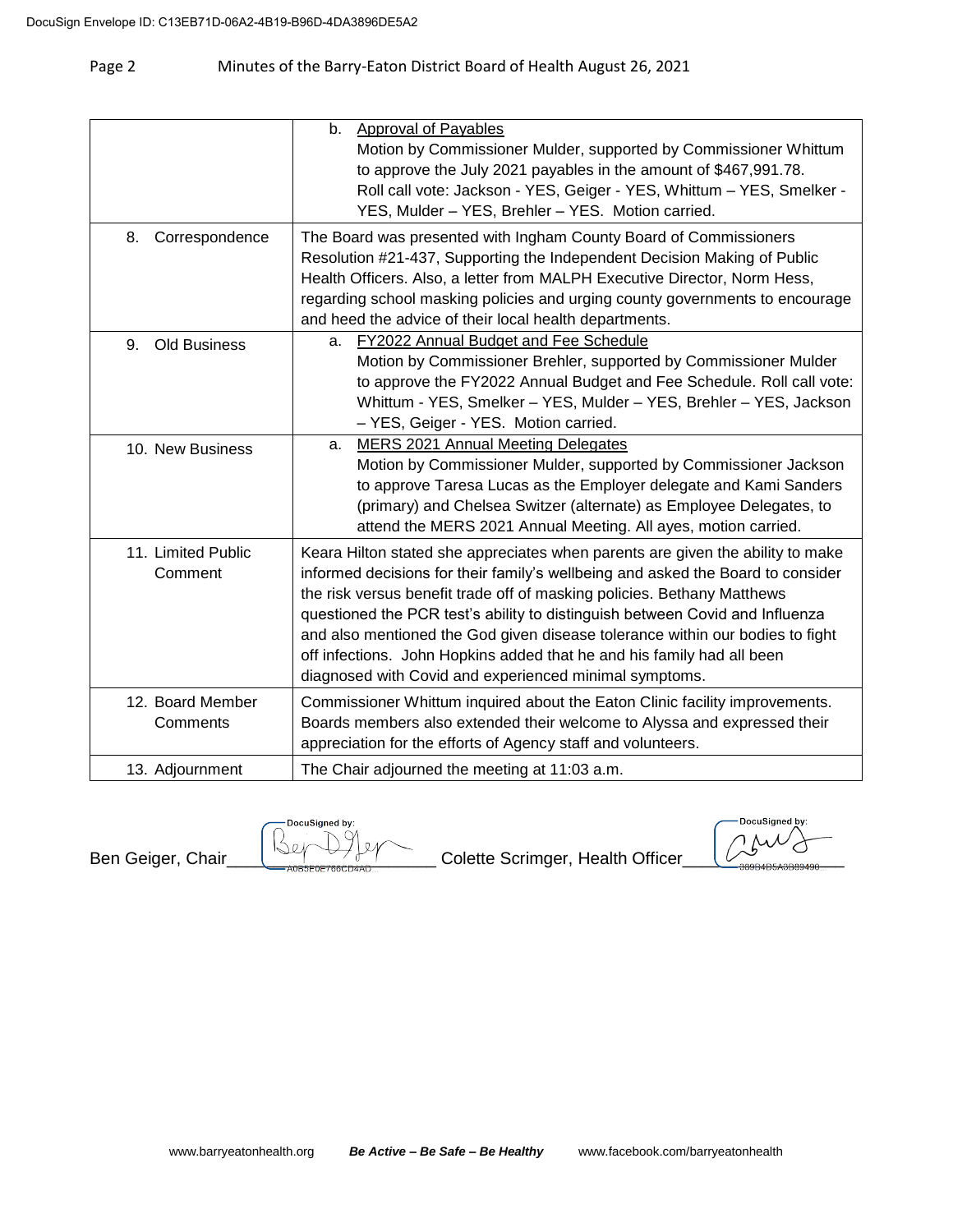| | |
|---|---|
| | b. Approval of Payables<br>Motion by Commissioner Mulder, supported by Commissioner Whittum to approve the July 2021 payables in the amount of $467,991.78. Roll call vote: Jackson - YES, Geiger - YES, Whittum – YES, Smelker - YES, Mulder – YES, Brehler – YES. Motion carried. |
| 8. Correspondence | The Board was presented with Ingham County Board of Commissioners Resolution #21-437, Supporting the Independent Decision Making of Public Health Officers. Also, a letter from MALPH Executive Director, Norm Hess, regarding school masking policies and urging county governments to encourage and heed the advice of their local health departments. |
| 9. Old Business | a. FY2022 Annual Budget and Fee Schedule<br>Motion by Commissioner Brehler, supported by Commissioner Mulder to approve the FY2022 Annual Budget and Fee Schedule. Roll call vote: Whittum - YES, Smelker – YES, Mulder – YES, Brehler – YES, Jackson – YES, Geiger - YES. Motion carried. |
| 10. New Business | a. MERS 2021 Annual Meeting Delegates<br>Motion by Commissioner Mulder, supported by Commissioner Jackson to approve Taresa Lucas as the Employer delegate and Kami Sanders (primary) and Chelsea Switzer (alternate) as Employee Delegates, to attend the MERS 2021 Annual Meeting. All ayes, motion carried. |
| 11. Limited Public Comment | Keara Hilton stated she appreciates when parents are given the ability to make informed decisions for their family's wellbeing and asked the Board to consider the risk versus benefit trade off of masking policies. Bethany Matthews questioned the PCR test's ability to distinguish between Covid and Influenza and also mentioned the God given disease tolerance within our bodies to fight off infections. John Hopkins added that he and his family had all been diagnosed with Covid and experienced minimal symptoms. |
| 12. Board Member Comments | Commissioner Whittum inquired about the Eaton Clinic facility improvements. Boards members also extended their welcome to Alyssa and expressed their appreciation for the efforts of Agency staff and volunteers. |
| 13. Adjournment | The Chair adjourned the meeting at 11:03 a.m. |

Ben Geiger, Chair ____________________ Colette Scrimger, Health Officer ____________________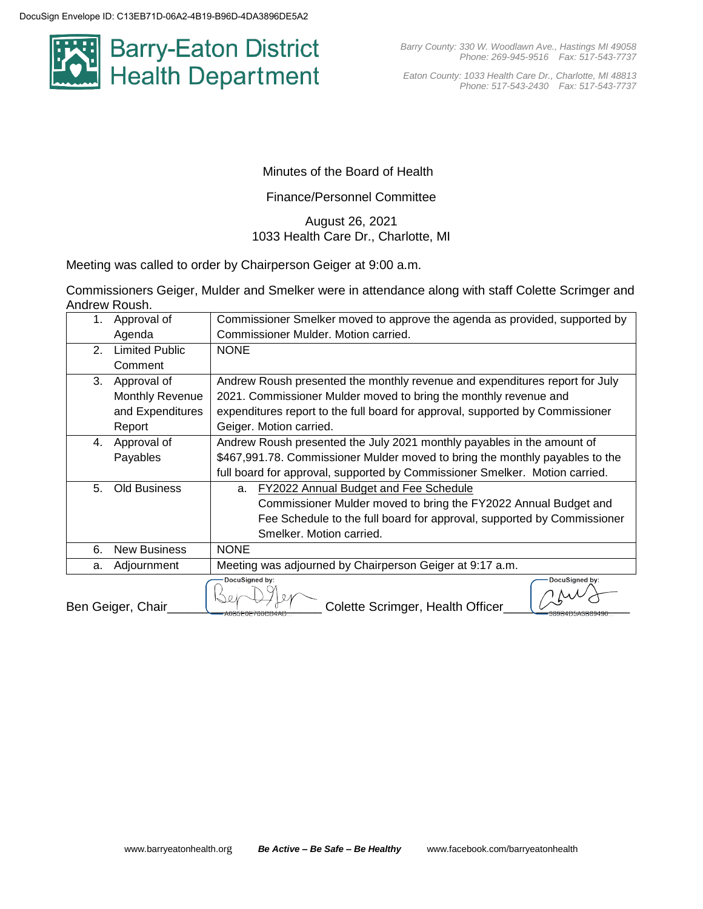DocuSign Envelope ID: C13EB71D-06A2-4B19-B96D-4DA3896DE5A2

# Barry-Eaton District Health Department

*Barry County: 330 W. Woodlawn Ave., Hastings MI 49058*
*Phone: 269-945-9516 Fax: 517-543-7737*

*Eaton County: 1033 Health Care Dr., Charlotte, MI 48813*
*Phone: 517-543-2430 Fax: 517-543-7737*

Minutes of the Board of Health

Finance/Personnel Committee

August 26, 2021
1033 Health Care Dr., Charlotte, MI

Meeting was called to order by Chairperson Geiger at 9:00 a.m.

Commissioners Geiger, Mulder and Smelker were in attendance along with staff Colette Scrimger and Andrew Roush.

| | |
|---|---|
| 1. Approval of Agenda | Commissioner Smelker moved to approve the agenda as provided, supported by Commissioner Mulder. Motion carried. |
| 2. Limited Public Comment | NONE |
| 3. Approval of Monthly Revenue and Expenditures Report | Andrew Roush presented the monthly revenue and expenditures report for July 2021. Commissioner Mulder moved to bring the monthly revenue and expenditures report to the full board for approval, supported by Commissioner Geiger. Motion carried. |
| 4. Approval of Payables | Andrew Roush presented the July 2021 monthly payables in the amount of $467,991.78. Commissioner Mulder moved to bring the monthly payables to the full board for approval, supported by Commissioner Smelker. Motion carried. |
| 5. Old Business | a. FY2022 Annual Budget and Fee Schedule<br>Commissioner Mulder moved to bring the FY2022 Annual Budget and Fee Schedule to the full board for approval, supported by Commissioner Smelker. Motion carried. |
| 6. New Business | NONE |
| a. Adjournment | Meeting was adjourned by Chairperson Geiger at 9:17 a.m. |

Ben Geiger, Chair ____(DocuSigned by: A085E0E788CD4AD...)____ Colette Scrimger, Health Officer ____(DocuSigned by: 38984D5A3889490...)____

www.barryeatonhealth.org ***Be Active – Be Safe – Be Healthy*** www.facebook.com/barryeatonhealth